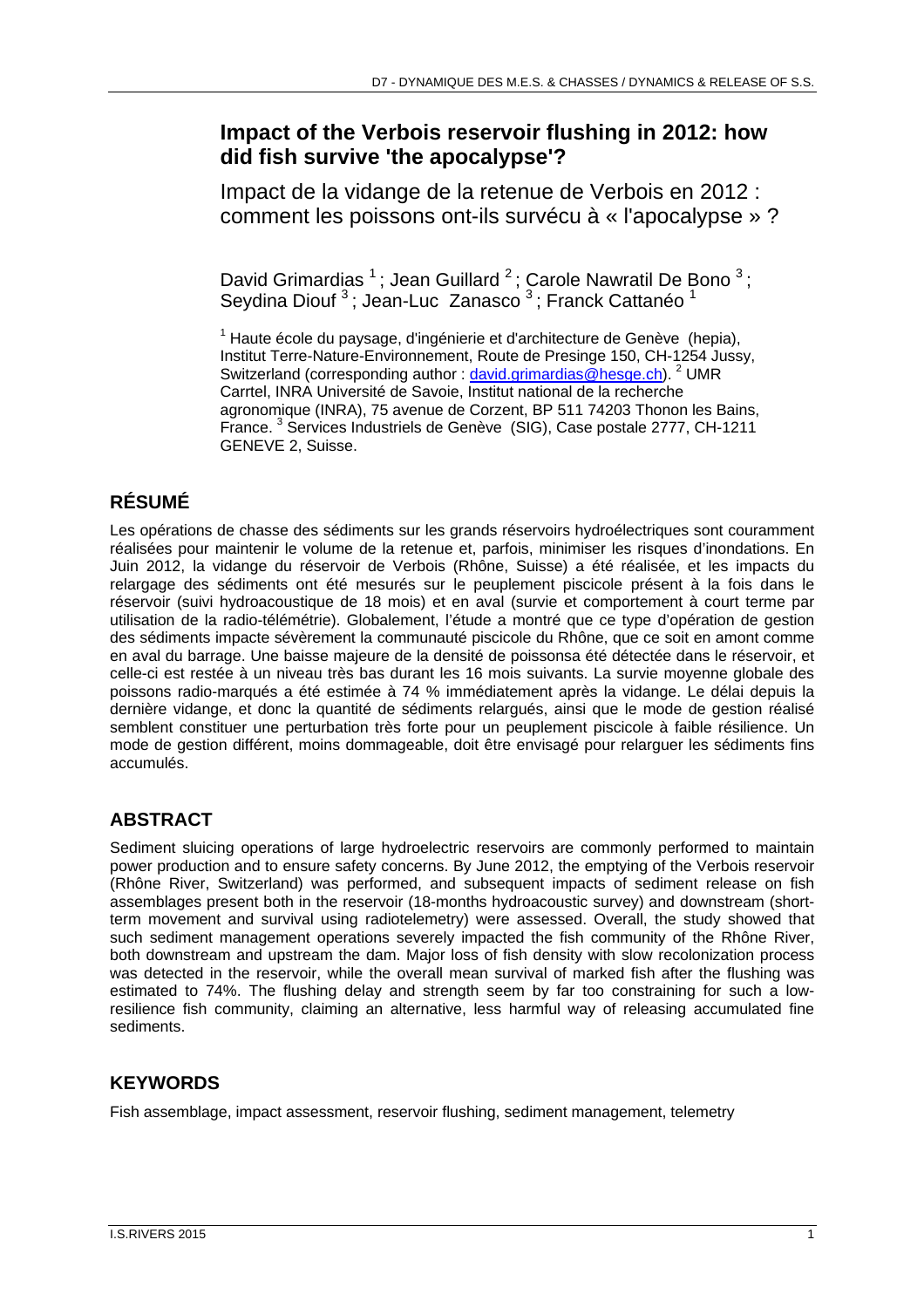# Impact of the Verbois reservoir flushing in 2012: how did fish survive 'the apocalypse'?

## Impact de la vidange de la retenue de Verbois en 2012 : comment les poissons ont-ils survécu à « l'apocalypse » ?

David Grimardias [1] ; Jean Guillard [2] ; Carole Nawratil De Bono [3] ; Seydina Diouf [3] ; Jean-Luc Zanasco [3] ; Franck Cattanéo [1]

[1] Haute école du paysage, d'ingénierie et d'architecture de Genève (hepia), Institut Terre-Nature-Environnement, Route de Presinge 150, CH-1254 Jussy, Switzerland (corresponding author : david.grimardias@hesge.ch). [2] UMR Carrtel, INRA Université de Savoie, Institut national de la recherche agronomique (INRA), 75 avenue de Corzent, BP 511 74203 Thonon les Bains, France. [3] Services Industriels de Genève (SIG), Case postale 2777, CH-1211 GENEVE 2, Suisse.

## RÉSUMÉ

Les opérations de chasse des sédiments sur les grands réservoirs hydroélectriques sont couramment réalisées pour maintenir le volume de la retenue et, parfois, minimiser les risques d'inondations. En Juin 2012, la vidange du réservoir de Verbois (Rhône, Suisse) a été réalisée, et les impacts du relargage des sédiments ont été mesurés sur le peuplement piscicole présent à la fois dans le réservoir (suivi hydroacoustique de 18 mois) et en aval (survie et comportement à court terme par utilisation de la radio-télémétrie). Globalement, l'étude a montré que ce type d'opération de gestion des sédiments impacte sévèrement la communauté piscicole du Rhône, que ce soit en amont comme en aval du barrage. Une baisse majeure de la densité de poissonsa été détectée dans le réservoir, et celle-ci est restée à un niveau très bas durant les 16 mois suivants. La survie moyenne globale des poissons radio-marqués a été estimée à 74 % immédiatement après la vidange. Le délai depuis la dernière vidange, et donc la quantité de sédiments relargués, ainsi que le mode de gestion réalisé semblent constituer une perturbation très forte pour un peuplement piscicole à faible résilience. Un mode de gestion différent, moins dommageable, doit être envisagé pour relarguer les sédiments fins accumulés.

## ABSTRACT

Sediment sluicing operations of large hydroelectric reservoirs are commonly performed to maintain power production and to ensure safety concerns. By June 2012, the emptying of the Verbois reservoir (Rhône River, Switzerland) was performed, and subsequent impacts of sediment release on fish assemblages present both in the reservoir (18-months hydroacoustic survey) and downstream (short-term movement and survival using radiotelemetry) were assessed. Overall, the study showed that such sediment management operations severely impacted the fish community of the Rhône River, both downstream and upstream the dam. Major loss of fish density with slow recolonization process was detected in the reservoir, while the overall mean survival of marked fish after the flushing was estimated to 74%. The flushing delay and strength seem by far too constraining for such a low-resilience fish community, claiming an alternative, less harmful way of releasing accumulated fine sediments.

## KEYWORDS

Fish assemblage, impact assessment, reservoir flushing, sediment management, telemetry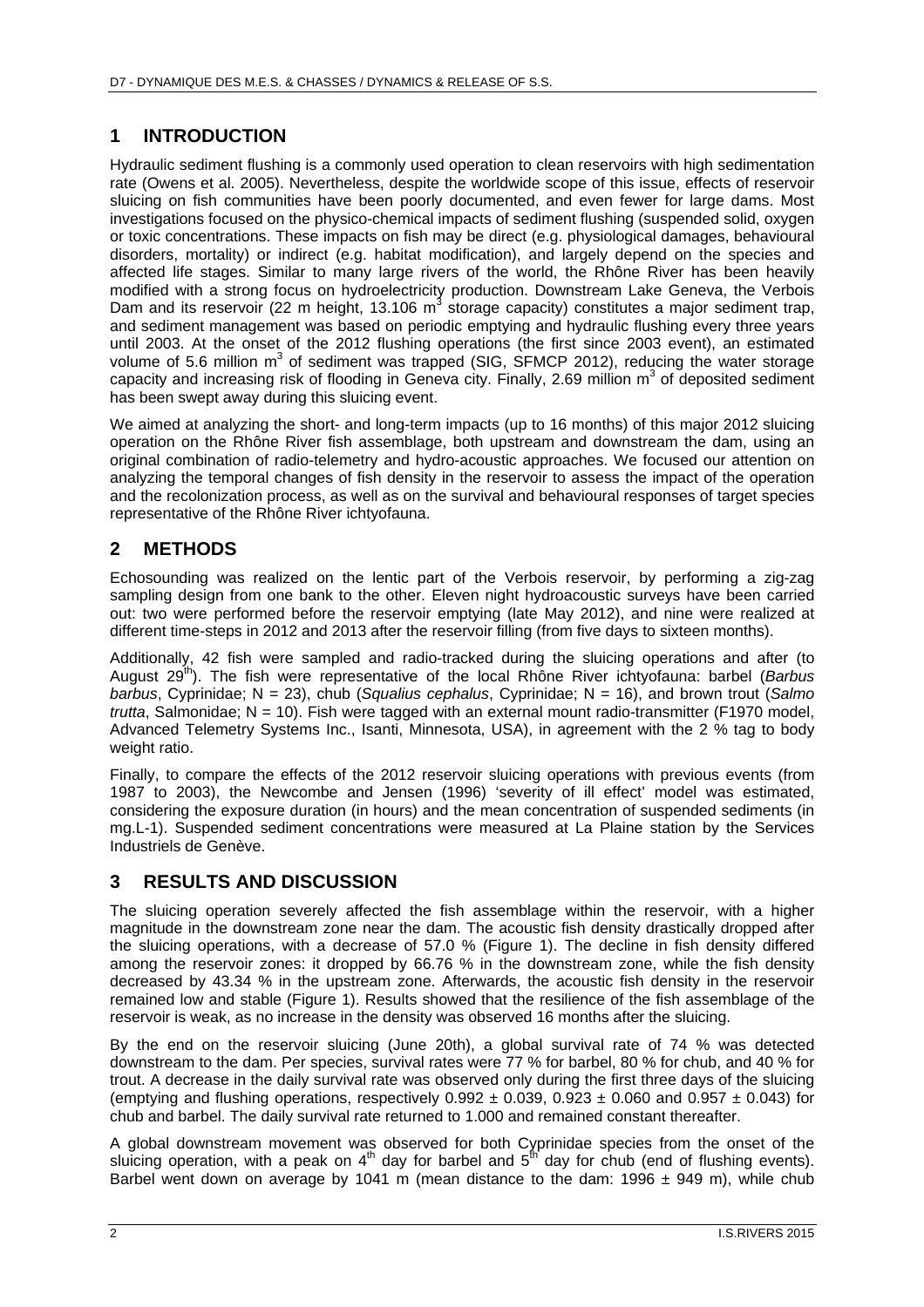## 1 INTRODUCTION

Hydraulic sediment flushing is a commonly used operation to clean reservoirs with high sedimentation rate (Owens et al. 2005). Nevertheless, despite the worldwide scope of this issue, effects of reservoir sluicing on fish communities have been poorly documented, and even fewer for large dams. Most investigations focused on the physico-chemical impacts of sediment flushing (suspended solid, oxygen or toxic concentrations. These impacts on fish may be direct (e.g. physiological damages, behavioural disorders, mortality) or indirect (e.g. habitat modification), and largely depend on the species and affected life stages. Similar to many large rivers of the world, the Rhône River has been heavily modified with a strong focus on hydroelectricity production. Downstream Lake Geneva, the Verbois Dam and its reservoir (22 m height, 13.106 $m^3$ storage capacity) constitutes a major sediment trap, and sediment management was based on periodic emptying and hydraulic flushing every three years until 2003. At the onset of the 2012 flushing operations (the first since 2003 event), an estimated volume of 5.6 million $m^3$ of sediment was trapped (SIG, SFMCP 2012), reducing the water storage capacity and increasing risk of flooding in Geneva city. Finally, 2.69 million $m^3$ of deposited sediment has been swept away during this sluicing event.

We aimed at analyzing the short- and long-term impacts (up to 16 months) of this major 2012 sluicing operation on the Rhône River fish assemblage, both upstream and downstream the dam, using an original combination of radio-telemetry and hydro-acoustic approaches. We focused our attention on analyzing the temporal changes of fish density in the reservoir to assess the impact of the operation and the recolonization process, as well as on the survival and behavioural responses of target species representative of the Rhône River ichtyofauna.

## 2 METHODS

Echosounding was realized on the lentic part of the Verbois reservoir, by performing a zig-zag sampling design from one bank to the other. Eleven night hydroacoustic surveys have been carried out: two were performed before the reservoir emptying (late May 2012), and nine were realized at different time-steps in 2012 and 2013 after the reservoir filling (from five days to sixteen months).

Additionally, 42 fish were sampled and radio-tracked during the sluicing operations and after (to August 29$^{th}$). The fish were representative of the local Rhône River ichtyofauna: barbel (*Barbus barbus*, Cyprinidae; N = 23), chub (*Squalius cephalus*, Cyprinidae; N = 16), and brown trout (*Salmo trutta*, Salmonidae; N = 10). Fish were tagged with an external mount radio-transmitter (F1970 model, Advanced Telemetry Systems Inc., Isanti, Minnesota, USA), in agreement with the 2 % tag to body weight ratio.

Finally, to compare the effects of the 2012 reservoir sluicing operations with previous events (from 1987 to 2003), the Newcombe and Jensen (1996) 'severity of ill effect' model was estimated, considering the exposure duration (in hours) and the mean concentration of suspended sediments (in mg.L-1). Suspended sediment concentrations were measured at La Plaine station by the Services Industriels de Genève.

## 3 RESULTS AND DISCUSSION

The sluicing operation severely affected the fish assemblage within the reservoir, with a higher magnitude in the downstream zone near the dam. The acoustic fish density drastically dropped after the sluicing operations, with a decrease of 57.0 % (Figure 1). The decline in fish density differed among the reservoir zones: it dropped by 66.76 % in the downstream zone, while the fish density decreased by 43.34 % in the upstream zone. Afterwards, the acoustic fish density in the reservoir remained low and stable (Figure 1). Results showed that the resilience of the fish assemblage of the reservoir is weak, as no increase in the density was observed 16 months after the sluicing.

By the end on the reservoir sluicing (June 20th), a global survival rate of 74 % was detected downstream to the dam. Per species, survival rates were 77 % for barbel, 80 % for chub, and 40 % for trout. A decrease in the daily survival rate was observed only during the first three days of the sluicing (emptying and flushing operations, respectively $0.992 \pm 0.039$, $0.923 \pm 0.060$ and $0.957 \pm 0.043$) for chub and barbel. The daily survival rate returned to 1.000 and remained constant thereafter.

A global downstream movement was observed for both Cyprinidae species from the onset of the sluicing operation, with a peak on 4$^{th}$ day for barbel and 5$^{th}$ day for chub (end of flushing events). Barbel went down on average by 1041 m (mean distance to the dam: $1996 \pm 949$ m), while chub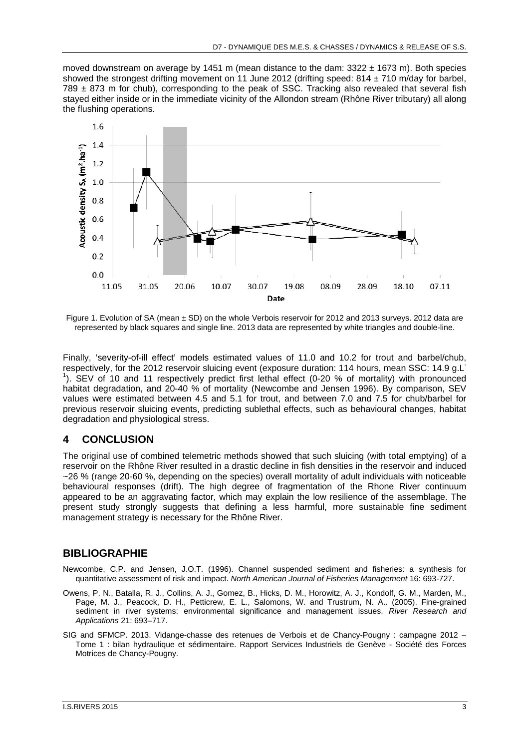moved downstream on average by 1451 m (mean distance to the dam: 3322 ± 1673 m). Both species showed the strongest drifting movement on 11 June 2012 (drifting speed: 814 ± 710 m/day for barbel, 789 ± 873 m for chub), corresponding to the peak of SSC. Tracking also revealed that several fish stayed either inside or in the immediate vicinity of the Allondon stream (Rhône River tributary) all along the flushing operations.

Acoustic density $S_A$ ($m^2.ha^{-1}$)

1.6
1.4
1.2
1.0
0.8
0.6
0.4
0.2
0.0

11.05 31.05 20.06 10.07 30.07 19.08 08.09 28.09 18.10 07.11

Date

Figure 1. Evolution of SA (mean ± SD) on the whole Verbois reservoir for 2012 and 2013 surveys. 2012 data are represented by black squares and single line. 2013 data are represented by white triangles and double-line.

Finally, 'severity-of-ill effect' models estimated values of 11.0 and 10.2 for trout and barbel/chub, respectively, for the 2012 reservoir sluicing event (exposure duration: 114 hours, mean SSC: 14.9 $g.L^{-1}$). SEV of 10 and 11 respectively predict first lethal effect (0-20 % of mortality) with pronounced habitat degradation, and 20-40 % of mortality (Newcombe and Jensen 1996). By comparison, SEV values were estimated between 4.5 and 5.1 for trout, and between 7.0 and 7.5 for chub/barbel for previous reservoir sluicing events, predicting sublethal effects, such as behavioural changes, habitat degradation and physiological stress.

## 4 CONCLUSION

The original use of combined telemetric methods showed that such sluicing (with total emptying) of a reservoir on the Rhône River resulted in a drastic decline in fish densities in the reservoir and induced ~26 % (range 20-60 %, depending on the species) overall mortality of adult individuals with noticeable behavioural responses (drift). The high degree of fragmentation of the Rhone River continuum appeared to be an aggravating factor, which may explain the low resilience of the assemblage. The present study strongly suggests that defining a less harmful, more sustainable fine sediment management strategy is necessary for the Rhône River.

## BIBLIOGRAPHIE

Newcombe, C.P. and Jensen, J.O.T. (1996). Channel suspended sediment and fisheries: a synthesis for quantitative assessment of risk and impact. *North American Journal of Fisheries Management* 16: 693-727.

Owens, P. N., Batalla, R. J., Collins, A. J., Gomez, B., Hicks, D. M., Horowitz, A. J., Kondolf, G. M., Marden, M., Page, M. J., Peacock, D. H., Petticrew, E. L., Salomons, W. and Trustrum, N. A.. (2005). Fine-grained sediment in river systems: environmental significance and management issues. *River Research and Applications* 21: 693–717.

SIG and SFMCP. 2013. Vidange-chasse des retenues de Verbois et de Chancy-Pougny : campagne 2012 – Tome 1 : bilan hydraulique et sédimentaire. Rapport Services Industriels de Genève - Société des Forces Motrices de Chancy-Pougny.